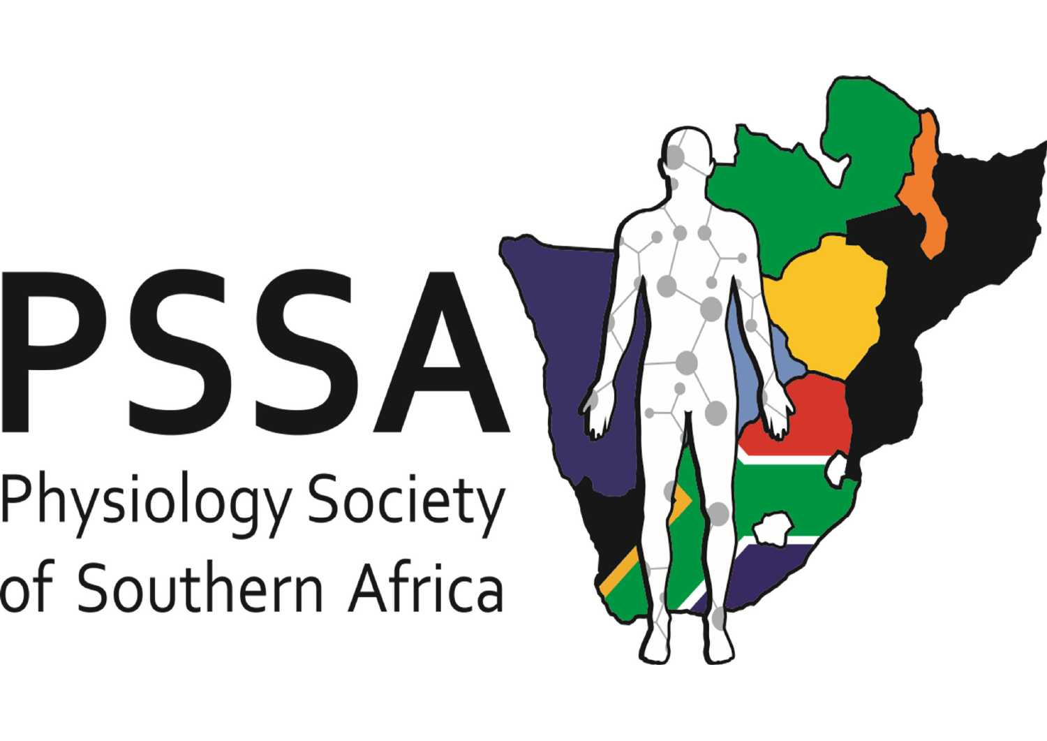# PSSA

Physiology Society of Southern Africa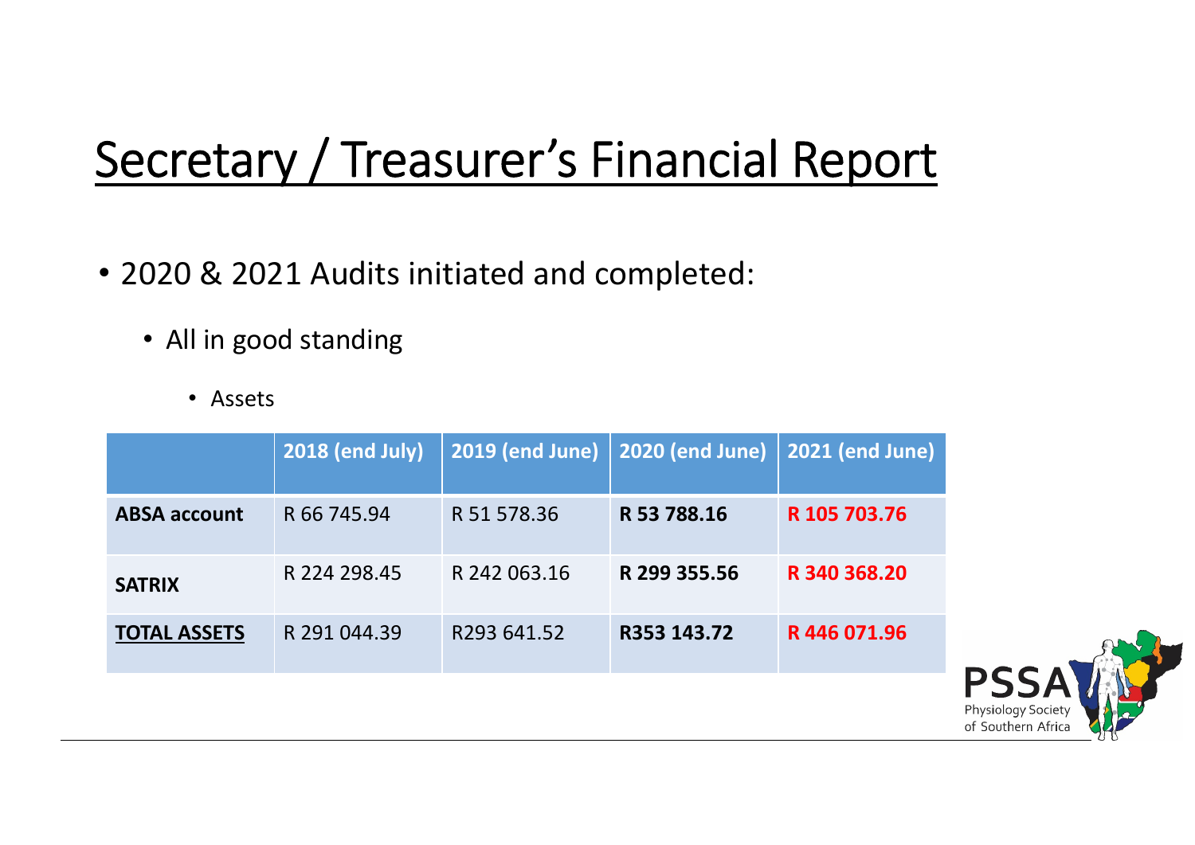# Secretary / Treasurer's Financial Report

- 2020 & 2021 Audits initiated and completed:
  - All in good standing
    - Assets

| | 2018 (end July) | 2019 (end June) | 2020 (end June) | 2021 (end June) |
|---|---|---|---|---|
| **ABSA account** | R 66 745.94 | R 51 578.36 | **R 53 788.16** | **R 105 703.76** |
| **SATRIX** | R 224 298.45 | R 242 063.16 | **R 299 355.56** | **R 340 368.20** |
| **TOTAL ASSETS** | R 291 044.39 | R293 641.52 | **R353 143.72** | **R 446 071.96** |

PSSA Physiology Society of Southern Africa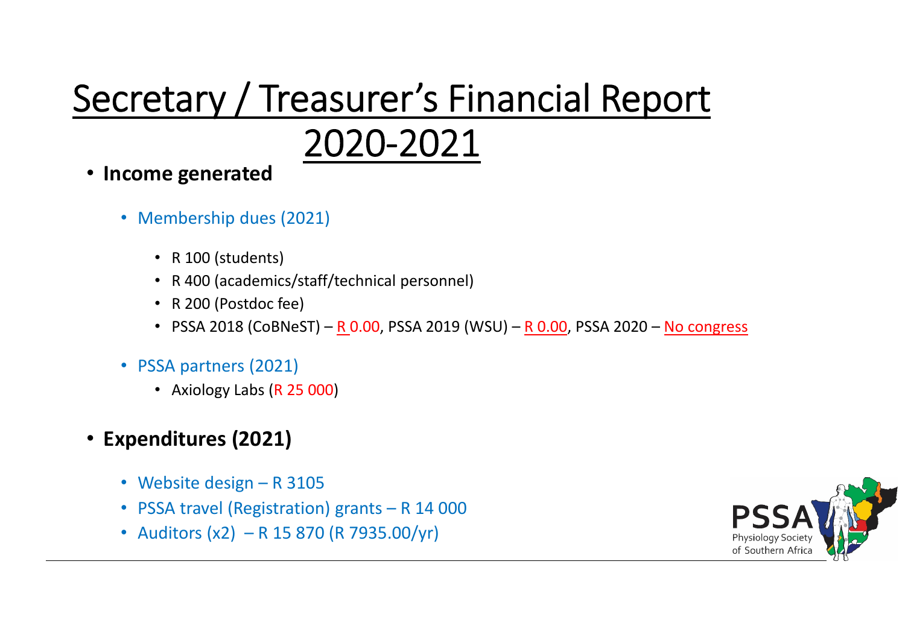# Secretary / Treasurer's Financial Report 2020-2021

- **Income generated**
  - Membership dues (2021)
    - R 100 (students)
    - R 400 (academics/staff/technical personnel)
    - R 200 (Postdoc fee)
    - PSSA 2018 (CoBNeST) – R 0.00, PSSA 2019 (WSU) – R 0.00, PSSA 2020 – No congress
  - PSSA partners (2021)
    - Axiology Labs (R 25 000)
- **Expenditures (2021)**
  - Website design – R 3105
  - PSSA travel (Registration) grants – R 14 000
  - Auditors (x2) – R 15 870 (R 7935.00/yr)

PSSA Physiology Society of Southern Africa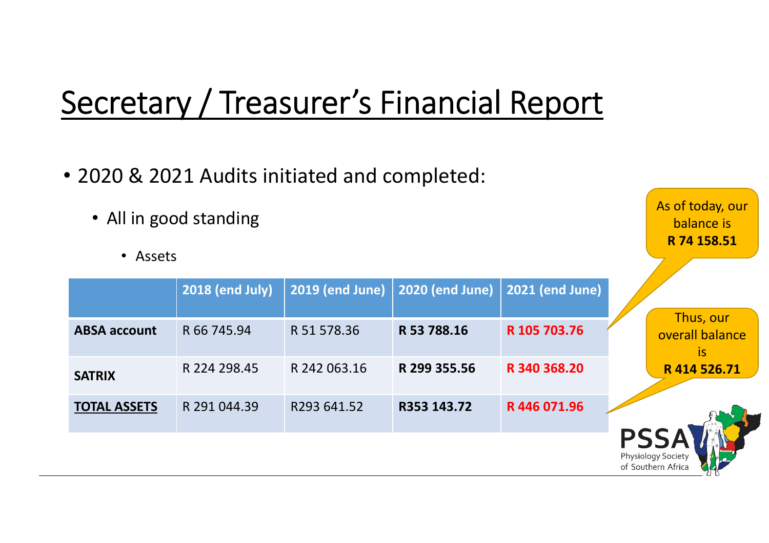# Secretary / Treasurer's Financial Report

- 2020 & 2021 Audits initiated and completed:
  - All in good standing
    - Assets

| | 2018 (end July) | 2019 (end June) | 2020 (end June) | 2021 (end June) |
|---|---|---|---|---|
| **ABSA account** | R 66 745.94 | R 51 578.36 | **R 53 788.16** | **R 105 703.76** |
| **SATRIX** | R 224 298.45 | R 242 063.16 | **R 299 355.56** | **R 340 368.20** |
| **TOTAL ASSETS** | R 291 044.39 | R293 641.52 | **R353 143.72** | **R 446 071.96** |

As of today, our balance is **R 74 158.51**

Thus, our overall balance is **R 414 526.71**

PSSA Physiology Society of Southern Africa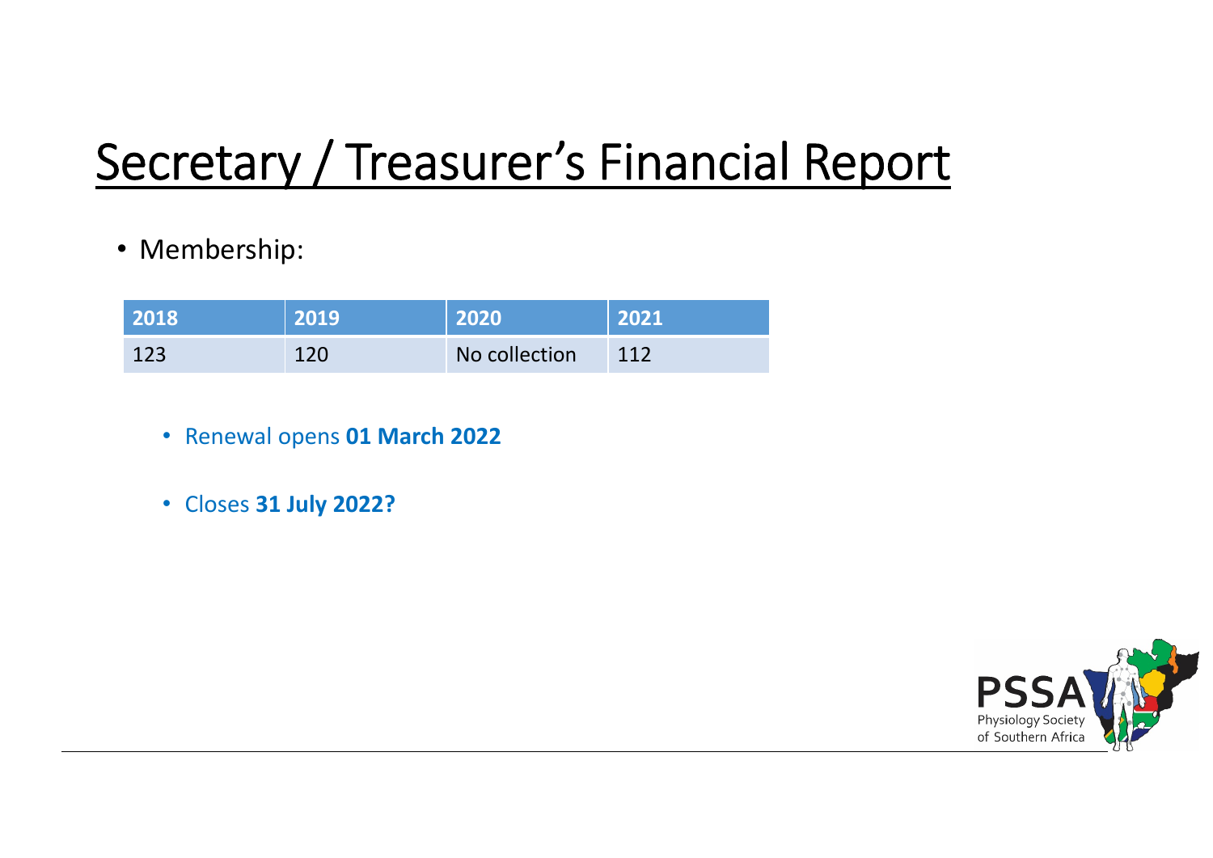# Secretary / Treasurer's Financial Report

- Membership:

| 2018 | 2019 | 2020 | 2021 |
|---|---|---|---|
| 123 | 120 | No collection | 112 |

  - Renewal opens **01 March 2022**
  - Closes **31 July 2022?**

PSSA
Physiology Society
of Southern Africa